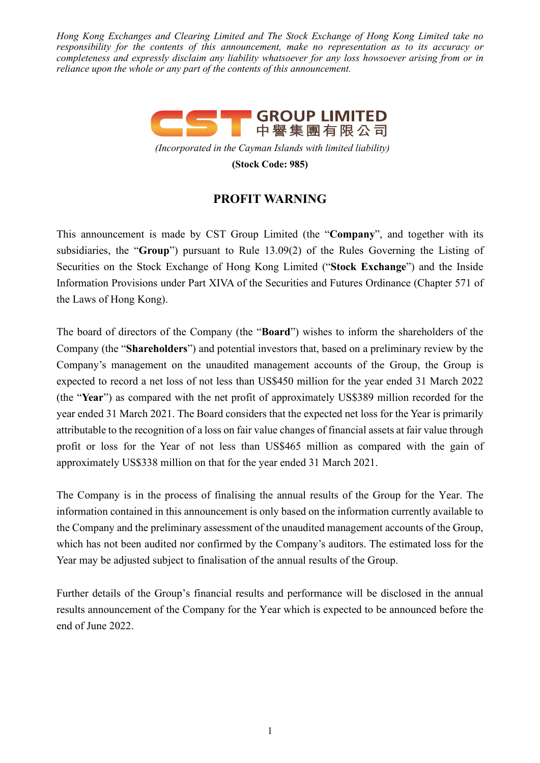*Hong Kong Exchanges and Clearing Limited and The Stock Exchange of Hong Kong Limited take no responsibility for the contents of this announcement, make no representation as to its accuracy or completeness and expressly disclaim any liability whatsoever for any loss howsoever arising from or in reliance upon the whole or any part of the contents of this announcement.*

**CST GROUP LIMITED**
**中譽集團有限公司**

*(Incorporated in the Cayman Islands with limited liability)*

**(Stock Code: 985)**

# PROFIT WARNING

This announcement is made by CST Group Limited (the "**Company**", and together with its subsidiaries, the "**Group**") pursuant to Rule 13.09(2) of the Rules Governing the Listing of Securities on the Stock Exchange of Hong Kong Limited ("**Stock Exchange**") and the Inside Information Provisions under Part XIVA of the Securities and Futures Ordinance (Chapter 571 of the Laws of Hong Kong).

The board of directors of the Company (the "**Board**") wishes to inform the shareholders of the Company (the "**Shareholders**") and potential investors that, based on a preliminary review by the Company's management on the unaudited management accounts of the Group, the Group is expected to record a net loss of not less than US$450 million for the year ended 31 March 2022 (the "**Year**") as compared with the net profit of approximately US$389 million recorded for the year ended 31 March 2021. The Board considers that the expected net loss for the Year is primarily attributable to the recognition of a loss on fair value changes of financial assets at fair value through profit or loss for the Year of not less than US$465 million as compared with the gain of approximately US$338 million on that for the year ended 31 March 2021.

The Company is in the process of finalising the annual results of the Group for the Year. The information contained in this announcement is only based on the information currently available to the Company and the preliminary assessment of the unaudited management accounts of the Group, which has not been audited nor confirmed by the Company's auditors. The estimated loss for the Year may be adjusted subject to finalisation of the annual results of the Group.

Further details of the Group's financial results and performance will be disclosed in the annual results announcement of the Company for the Year which is expected to be announced before the end of June 2022.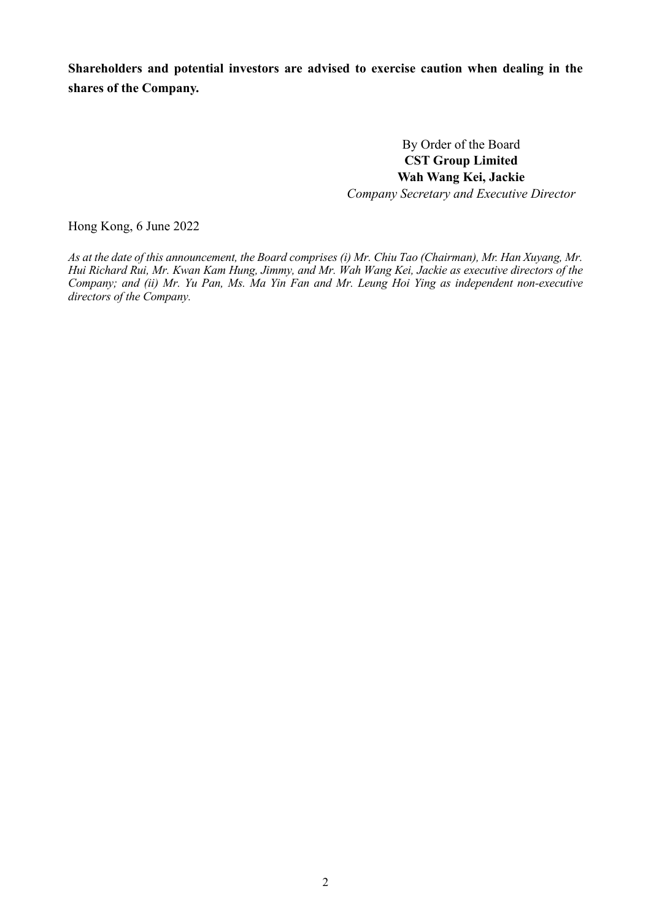**Shareholders and potential investors are advised to exercise caution when dealing in the shares of the Company.**

By Order of the Board
**CST Group Limited**
**Wah Wang Kei, Jackie**
*Company Secretary and Executive Director*

Hong Kong, 6 June 2022

*As at the date of this announcement, the Board comprises (i) Mr. Chiu Tao (Chairman), Mr. Han Xuyang, Mr. Hui Richard Rui, Mr. Kwan Kam Hung, Jimmy, and Mr. Wah Wang Kei, Jackie as executive directors of the Company; and (ii) Mr. Yu Pan, Ms. Ma Yin Fan and Mr. Leung Hoi Ying as independent non-executive directors of the Company.*